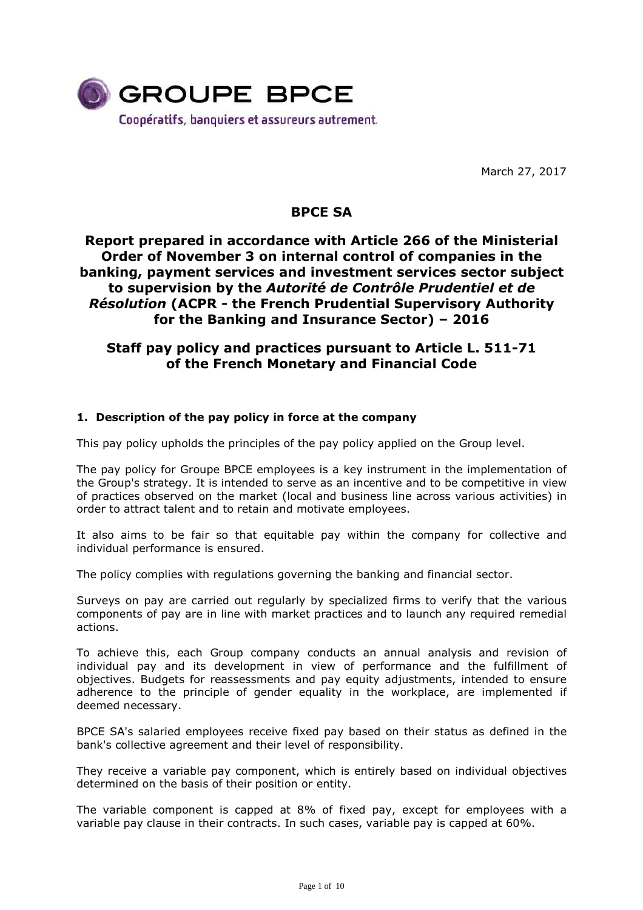GROUPE BPCE

Coopératifs, banquiers et assureurs autrement.

March 27, 2017

# BPCE SA

## Report prepared in accordance with Article 266 of the Ministerial Order of November 3 on internal control of companies in the banking, payment services and investment services sector subject to supervision by the *Autorité de Contrôle Prudentiel et de Résolution* (ACPR - the French Prudential Supervisory Authority for the Banking and Insurance Sector) – 2016

## Staff pay policy and practices pursuant to Article L. 511-71 of the French Monetary and Financial Code

### 1. Description of the pay policy in force at the company

This pay policy upholds the principles of the pay policy applied on the Group level.

The pay policy for Groupe BPCE employees is a key instrument in the implementation of the Group's strategy. It is intended to serve as an incentive and to be competitive in view of practices observed on the market (local and business line across various activities) in order to attract talent and to retain and motivate employees.

It also aims to be fair so that equitable pay within the company for collective and individual performance is ensured.

The policy complies with regulations governing the banking and financial sector.

Surveys on pay are carried out regularly by specialized firms to verify that the various components of pay are in line with market practices and to launch any required remedial actions.

To achieve this, each Group company conducts an annual analysis and revision of individual pay and its development in view of performance and the fulfillment of objectives. Budgets for reassessments and pay equity adjustments, intended to ensure adherence to the principle of gender equality in the workplace, are implemented if deemed necessary.

BPCE SA's salaried employees receive fixed pay based on their status as defined in the bank's collective agreement and their level of responsibility.

They receive a variable pay component, which is entirely based on individual objectives determined on the basis of their position or entity.

The variable component is capped at 8% of fixed pay, except for employees with a variable pay clause in their contracts. In such cases, variable pay is capped at 60%.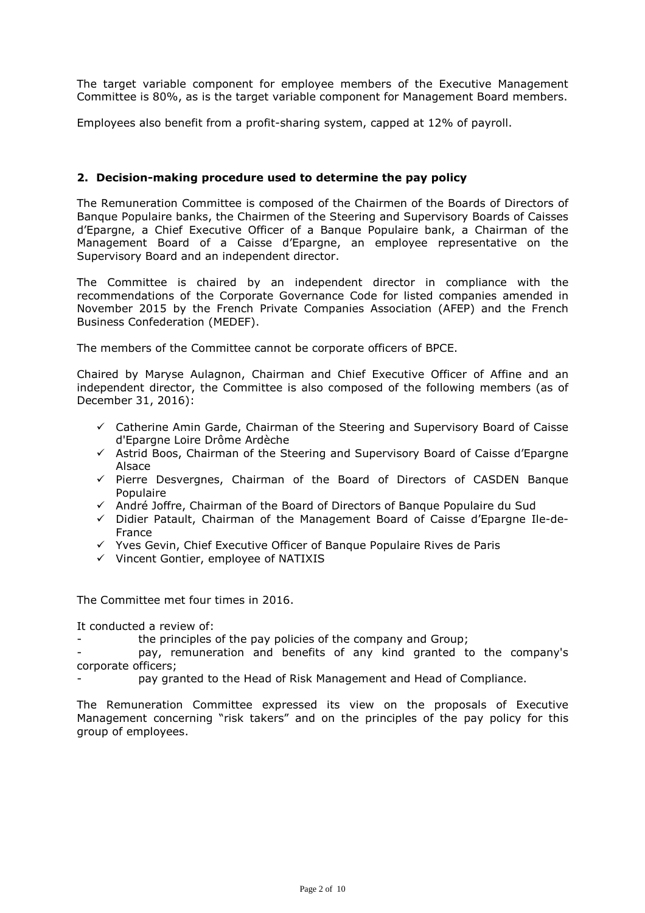The target variable component for employee members of the Executive Management Committee is 80%, as is the target variable component for Management Board members.

Employees also benefit from a profit-sharing system, capped at 12% of payroll.

## 2. Decision-making procedure used to determine the pay policy

The Remuneration Committee is composed of the Chairmen of the Boards of Directors of Banque Populaire banks, the Chairmen of the Steering and Supervisory Boards of Caisses d'Epargne, a Chief Executive Officer of a Banque Populaire bank, a Chairman of the Management Board of a Caisse d'Epargne, an employee representative on the Supervisory Board and an independent director.

The Committee is chaired by an independent director in compliance with the recommendations of the Corporate Governance Code for listed companies amended in November 2015 by the French Private Companies Association (AFEP) and the French Business Confederation (MEDEF).

The members of the Committee cannot be corporate officers of BPCE.

Chaired by Maryse Aulagnon, Chairman and Chief Executive Officer of Affine and an independent director, the Committee is also composed of the following members (as of December 31, 2016):

- ✓ Catherine Amin Garde, Chairman of the Steering and Supervisory Board of Caisse d'Epargne Loire Drôme Ardèche
- ✓ Astrid Boos, Chairman of the Steering and Supervisory Board of Caisse d'Epargne Alsace
- ✓ Pierre Desvergnes, Chairman of the Board of Directors of CASDEN Banque Populaire
- ✓ André Joffre, Chairman of the Board of Directors of Banque Populaire du Sud
- ✓ Didier Patault, Chairman of the Management Board of Caisse d'Epargne Ile-de-France
- ✓ Yves Gevin, Chief Executive Officer of Banque Populaire Rives de Paris
- ✓ Vincent Gontier, employee of NATIXIS

The Committee met four times in 2016.

It conducted a review of:

- the principles of the pay policies of the company and Group;
- pay, remuneration and benefits of any kind granted to the company's corporate officers;
- pay granted to the Head of Risk Management and Head of Compliance.

The Remuneration Committee expressed its view on the proposals of Executive Management concerning "risk takers" and on the principles of the pay policy for this group of employees.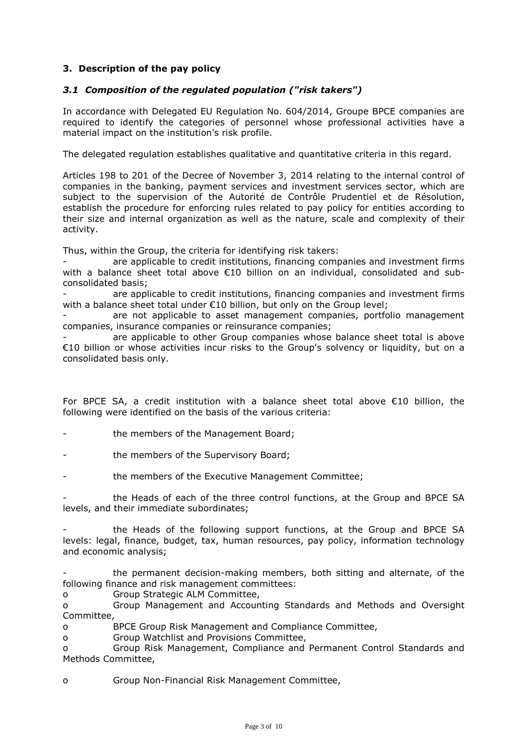## 3. Description of the pay policy

### *3.1 Composition of the regulated population ("risk takers")*

In accordance with Delegated EU Regulation No. 604/2014, Groupe BPCE companies are required to identify the categories of personnel whose professional activities have a material impact on the institution's risk profile.

The delegated regulation establishes qualitative and quantitative criteria in this regard.

Articles 198 to 201 of the Decree of November 3, 2014 relating to the internal control of companies in the banking, payment services and investment services sector, which are subject to the supervision of the Autorité de Contrôle Prudentiel et de Résolution, establish the procedure for enforcing rules related to pay policy for entities according to their size and internal organization as well as the nature, scale and complexity of their activity.

Thus, within the Group, the criteria for identifying risk takers:

- are applicable to credit institutions, financing companies and investment firms with a balance sheet total above €10 billion on an individual, consolidated and sub-consolidated basis;
- are applicable to credit institutions, financing companies and investment firms with a balance sheet total under €10 billion, but only on the Group level;
- are not applicable to asset management companies, portfolio management companies, insurance companies or reinsurance companies;
- are applicable to other Group companies whose balance sheet total is above €10 billion or whose activities incur risks to the Group's solvency or liquidity, but on a consolidated basis only.

For BPCE SA, a credit institution with a balance sheet total above €10 billion, the following were identified on the basis of the various criteria:

- the members of the Management Board;
- the members of the Supervisory Board;
- the members of the Executive Management Committee;
- the Heads of each of the three control functions, at the Group and BPCE SA levels, and their immediate subordinates;
- the Heads of the following support functions, at the Group and BPCE SA levels: legal, finance, budget, tax, human resources, pay policy, information technology and economic analysis;
- the permanent decision-making members, both sitting and alternate, of the following finance and risk management committees:
  - Group Strategic ALM Committee,
  - Group Management and Accounting Standards and Methods and Oversight Committee,
  - BPCE Group Risk Management and Compliance Committee,
  - Group Watchlist and Provisions Committee,
  - Group Risk Management, Compliance and Permanent Control Standards and Methods Committee,
  - Group Non-Financial Risk Management Committee,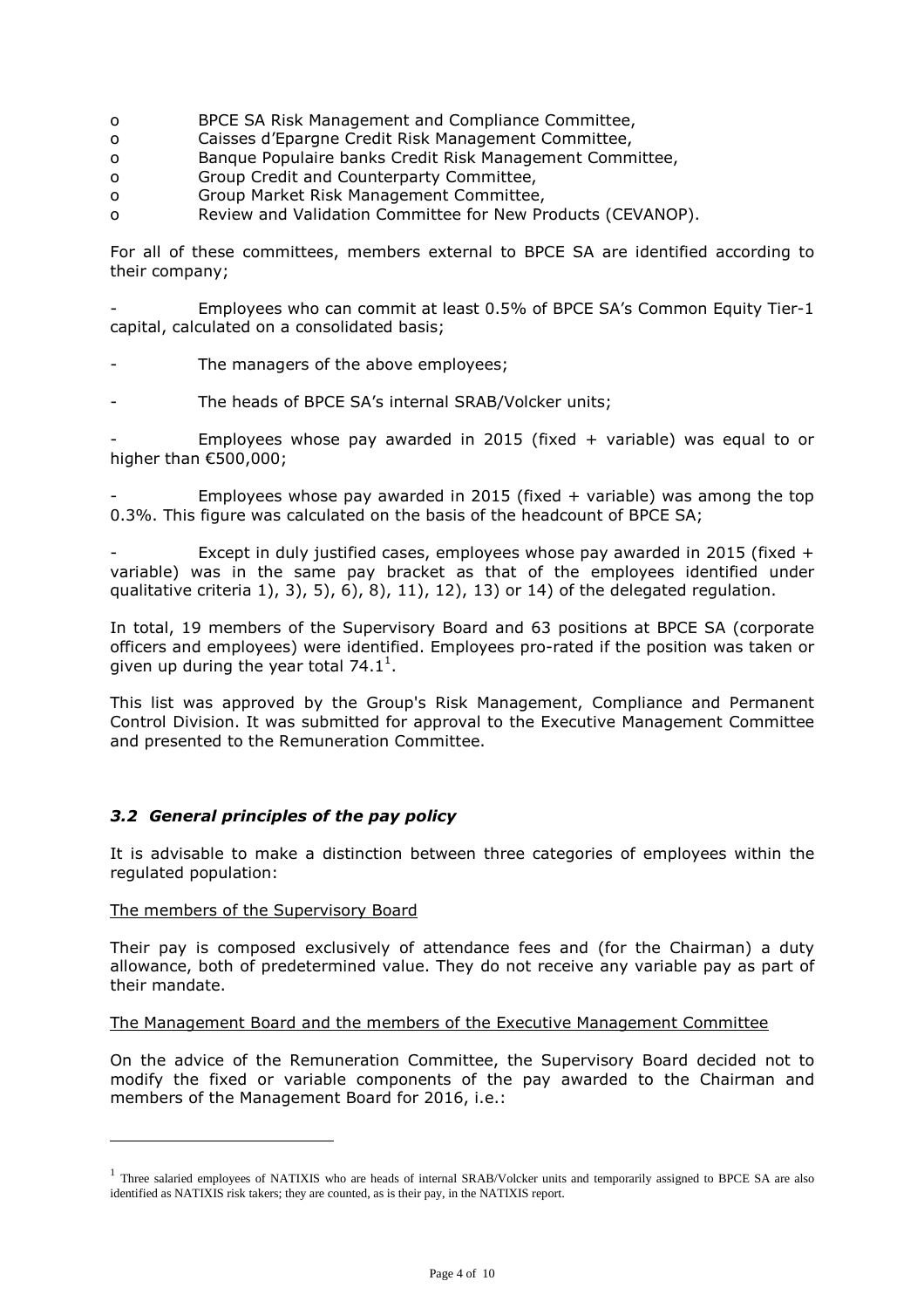- BPCE SA Risk Management and Compliance Committee,
- Caisses d'Epargne Credit Risk Management Committee,
- Banque Populaire banks Credit Risk Management Committee,
- Group Credit and Counterparty Committee,
- Group Market Risk Management Committee,
- Review and Validation Committee for New Products (CEVANOP).

For all of these committees, members external to BPCE SA are identified according to their company;

- Employees who can commit at least 0.5% of BPCE SA's Common Equity Tier-1 capital, calculated on a consolidated basis;
- The managers of the above employees;
- The heads of BPCE SA's internal SRAB/Volcker units;
- Employees whose pay awarded in 2015 (fixed + variable) was equal to or higher than €500,000;
- Employees whose pay awarded in 2015 (fixed + variable) was among the top 0.3%. This figure was calculated on the basis of the headcount of BPCE SA;
- Except in duly justified cases, employees whose pay awarded in 2015 (fixed + variable) was in the same pay bracket as that of the employees identified under qualitative criteria 1), 3), 5), 6), 8), 11), 12), 13) or 14) of the delegated regulation.

In total, 19 members of the Supervisory Board and 63 positions at BPCE SA (corporate officers and employees) were identified. Employees pro-rated if the position was taken or given up during the year total 74.1[1].

This list was approved by the Group's Risk Management, Compliance and Permanent Control Division. It was submitted for approval to the Executive Management Committee and presented to the Remuneration Committee.

### *3.2 General principles of the pay policy*

It is advisable to make a distinction between three categories of employees within the regulated population:

<u>The members of the Supervisory Board</u>

Their pay is composed exclusively of attendance fees and (for the Chairman) a duty allowance, both of predetermined value. They do not receive any variable pay as part of their mandate.

<u>The Management Board and the members of the Executive Management Committee</u>

On the advice of the Remuneration Committee, the Supervisory Board decided not to modify the fixed or variable components of the pay awarded to the Chairman and members of the Management Board for 2016, i.e.:

---

[1] Three salaried employees of NATIXIS who are heads of internal SRAB/Volcker units and temporarily assigned to BPCE SA are also identified as NATIXIS risk takers; they are counted, as is their pay, in the NATIXIS report.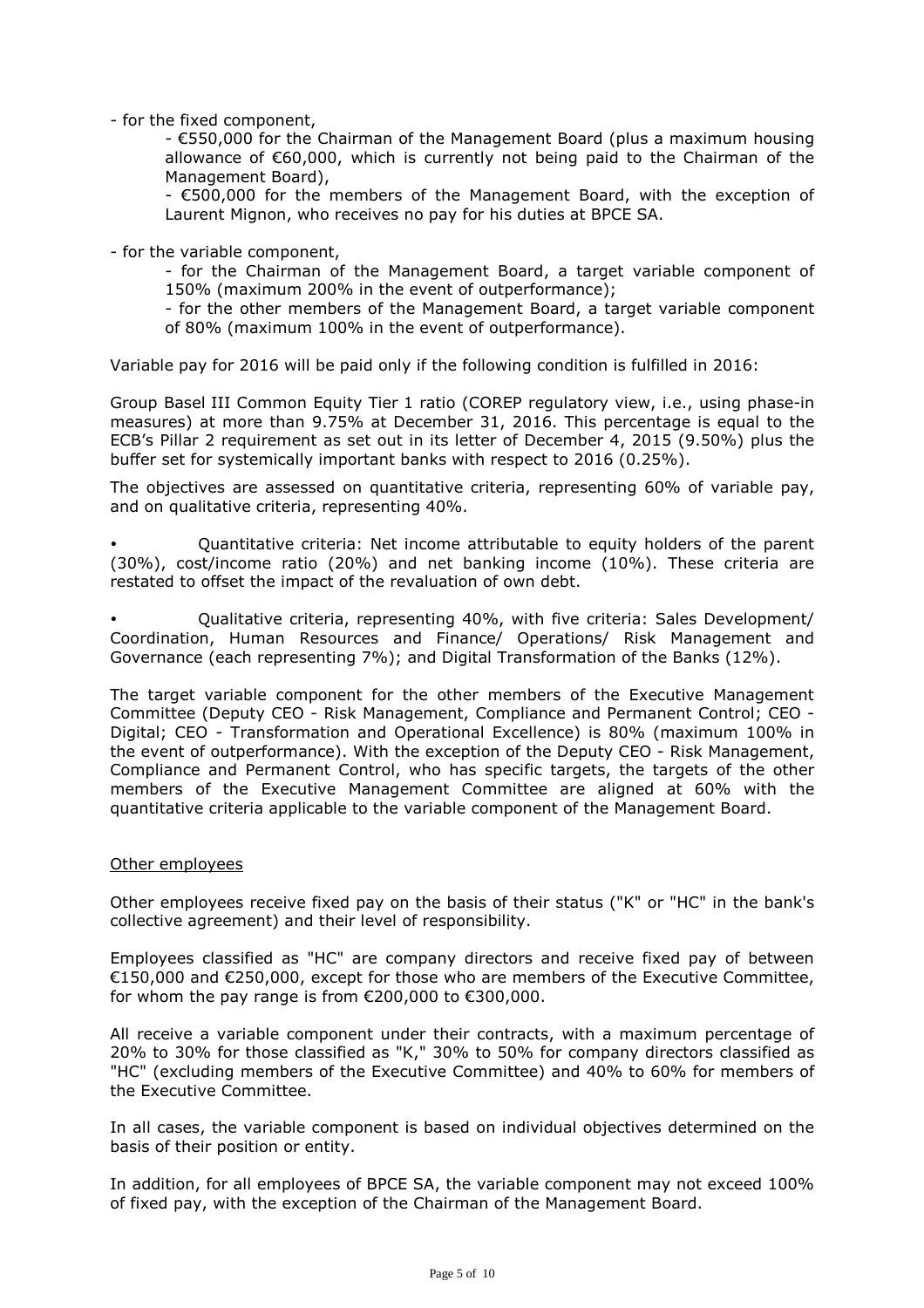- for the fixed component,

  - €550,000 for the Chairman of the Management Board (plus a maximum housing allowance of €60,000, which is currently not being paid to the Chairman of the Management Board),
  - €500,000 for the members of the Management Board, with the exception of Laurent Mignon, who receives no pay for his duties at BPCE SA.

- for the variable component,

  - for the Chairman of the Management Board, a target variable component of 150% (maximum 200% in the event of outperformance);
  - for the other members of the Management Board, a target variable component of 80% (maximum 100% in the event of outperformance).

Variable pay for 2016 will be paid only if the following condition is fulfilled in 2016:

Group Basel III Common Equity Tier 1 ratio (COREP regulatory view, i.e., using phase-in measures) at more than 9.75% at December 31, 2016. This percentage is equal to the ECB's Pillar 2 requirement as set out in its letter of December 4, 2015 (9.50%) plus the buffer set for systemically important banks with respect to 2016 (0.25%).

The objectives are assessed on quantitative criteria, representing 60% of variable pay, and on qualitative criteria, representing 40%.

- Quantitative criteria: Net income attributable to equity holders of the parent (30%), cost/income ratio (20%) and net banking income (10%). These criteria are restated to offset the impact of the revaluation of own debt.
- Qualitative criteria, representing 40%, with five criteria: Sales Development/ Coordination, Human Resources and Finance/ Operations/ Risk Management and Governance (each representing 7%); and Digital Transformation of the Banks (12%).

The target variable component for the other members of the Executive Management Committee (Deputy CEO - Risk Management, Compliance and Permanent Control; CEO - Digital; CEO - Transformation and Operational Excellence) is 80% (maximum 100% in the event of outperformance). With the exception of the Deputy CEO - Risk Management, Compliance and Permanent Control, who has specific targets, the targets of the other members of the Executive Management Committee are aligned at 60% with the quantitative criteria applicable to the variable component of the Management Board.

<u>Other employees</u>

Other employees receive fixed pay on the basis of their status ("K" or "HC" in the bank's collective agreement) and their level of responsibility.

Employees classified as "HC" are company directors and receive fixed pay of between €150,000 and €250,000, except for those who are members of the Executive Committee, for whom the pay range is from €200,000 to €300,000.

All receive a variable component under their contracts, with a maximum percentage of 20% to 30% for those classified as "K," 30% to 50% for company directors classified as "HC" (excluding members of the Executive Committee) and 40% to 60% for members of the Executive Committee.

In all cases, the variable component is based on individual objectives determined on the basis of their position or entity.

In addition, for all employees of BPCE SA, the variable component may not exceed 100% of fixed pay, with the exception of the Chairman of the Management Board.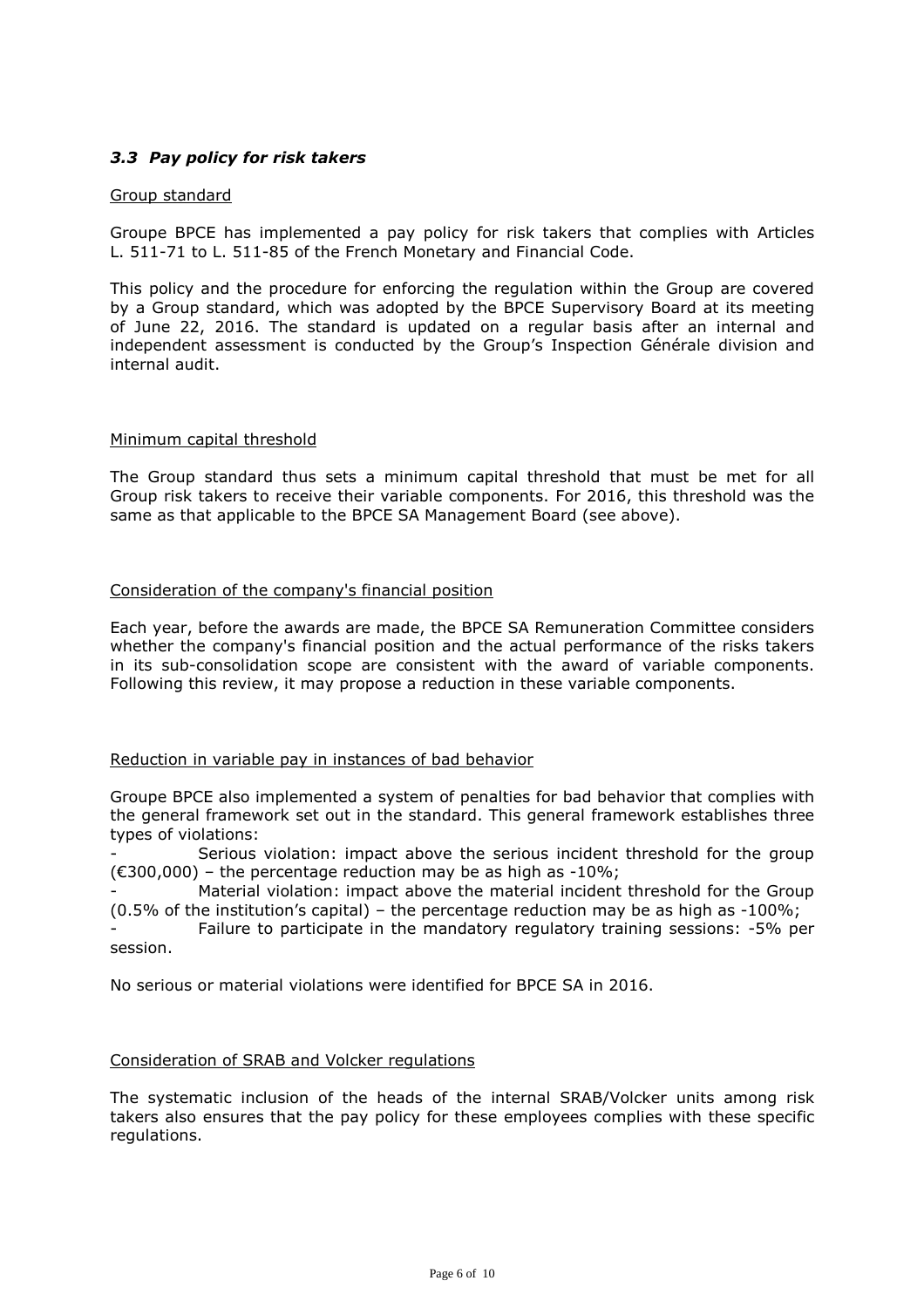### *3.3 Pay policy for risk takers*

Group standard

Groupe BPCE has implemented a pay policy for risk takers that complies with Articles L. 511-71 to L. 511-85 of the French Monetary and Financial Code.

This policy and the procedure for enforcing the regulation within the Group are covered by a Group standard, which was adopted by the BPCE Supervisory Board at its meeting of June 22, 2016. The standard is updated on a regular basis after an internal and independent assessment is conducted by the Group's Inspection Générale division and internal audit.

Minimum capital threshold

The Group standard thus sets a minimum capital threshold that must be met for all Group risk takers to receive their variable components. For 2016, this threshold was the same as that applicable to the BPCE SA Management Board (see above).

Consideration of the company's financial position

Each year, before the awards are made, the BPCE SA Remuneration Committee considers whether the company's financial position and the actual performance of the risks takers in its sub-consolidation scope are consistent with the award of variable components. Following this review, it may propose a reduction in these variable components.

Reduction in variable pay in instances of bad behavior

Groupe BPCE also implemented a system of penalties for bad behavior that complies with the general framework set out in the standard. This general framework establishes three types of violations:

- Serious violation: impact above the serious incident threshold for the group (€300,000) – the percentage reduction may be as high as -10%;
- Material violation: impact above the material incident threshold for the Group (0.5% of the institution's capital) – the percentage reduction may be as high as -100%;
- Failure to participate in the mandatory regulatory training sessions: -5% per session.

No serious or material violations were identified for BPCE SA in 2016.

Consideration of SRAB and Volcker regulations

The systematic inclusion of the heads of the internal SRAB/Volcker units among risk takers also ensures that the pay policy for these employees complies with these specific regulations.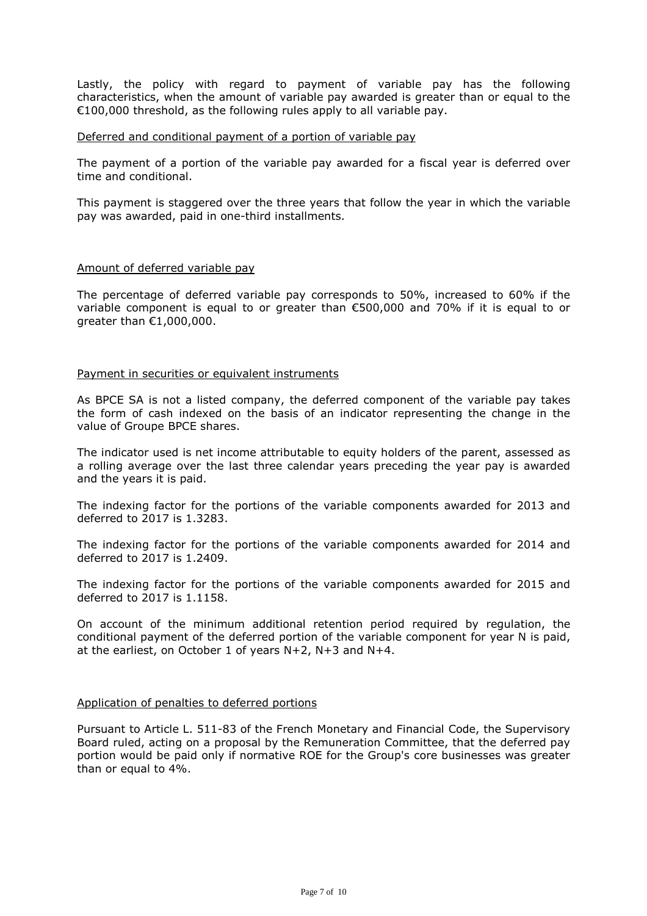Lastly, the policy with regard to payment of variable pay has the following characteristics, when the amount of variable pay awarded is greater than or equal to the €100,000 threshold, as the following rules apply to all variable pay.

<u>Deferred and conditional payment of a portion of variable pay</u>

The payment of a portion of the variable pay awarded for a fiscal year is deferred over time and conditional.

This payment is staggered over the three years that follow the year in which the variable pay was awarded, paid in one-third installments.

<u>Amount of deferred variable pay</u>

The percentage of deferred variable pay corresponds to 50%, increased to 60% if the variable component is equal to or greater than €500,000 and 70% if it is equal to or greater than €1,000,000.

<u>Payment in securities or equivalent instruments</u>

As BPCE SA is not a listed company, the deferred component of the variable pay takes the form of cash indexed on the basis of an indicator representing the change in the value of Groupe BPCE shares.

The indicator used is net income attributable to equity holders of the parent, assessed as a rolling average over the last three calendar years preceding the year pay is awarded and the years it is paid.

The indexing factor for the portions of the variable components awarded for 2013 and deferred to 2017 is 1.3283.

The indexing factor for the portions of the variable components awarded for 2014 and deferred to 2017 is 1.2409.

The indexing factor for the portions of the variable components awarded for 2015 and deferred to 2017 is 1.1158.

On account of the minimum additional retention period required by regulation, the conditional payment of the deferred portion of the variable component for year N is paid, at the earliest, on October 1 of years N+2, N+3 and N+4.

<u>Application of penalties to deferred portions</u>

Pursuant to Article L. 511-83 of the French Monetary and Financial Code, the Supervisory Board ruled, acting on a proposal by the Remuneration Committee, that the deferred pay portion would be paid only if normative ROE for the Group's core businesses was greater than or equal to 4%.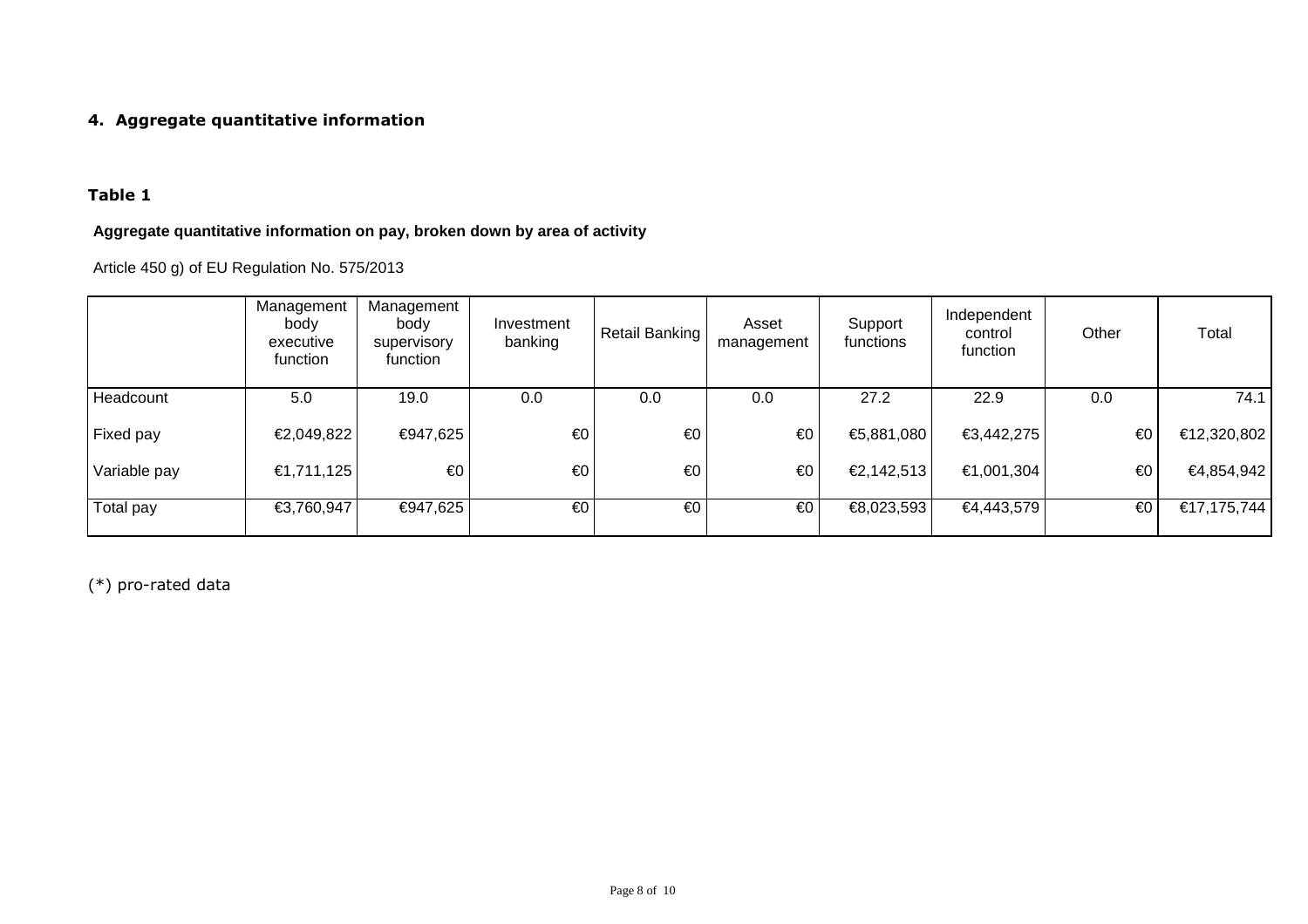## 4. Aggregate quantitative information

### Table 1

**Aggregate quantitative information on pay, broken down by area of activity**

Article 450 g) of EU Regulation No. 575/2013

| | Management body executive function | Management body supervisory function | Investment banking | Retail Banking | Asset management | Support functions | Independent control function | Other | Total |
|---|---|---|---|---|---|---|---|---|---|
| Headcount | 5.0 | 19.0 | 0.0 | 0.0 | 0.0 | 27.2 | 22.9 | 0.0 | 74.1 |
| Fixed pay | €2,049,822 | €947,625 | €0 | €0 | €0 | €5,881,080 | €3,442,275 | €0 | €12,320,802 |
| Variable pay | €1,711,125 | €0 | €0 | €0 | €0 | €2,142,513 | €1,001,304 | €0 | €4,854,942 |
| Total pay | €3,760,947 | €947,625 | €0 | €0 | €0 | €8,023,593 | €4,443,579 | €0 | €17,175,744 |

(*) pro-rated data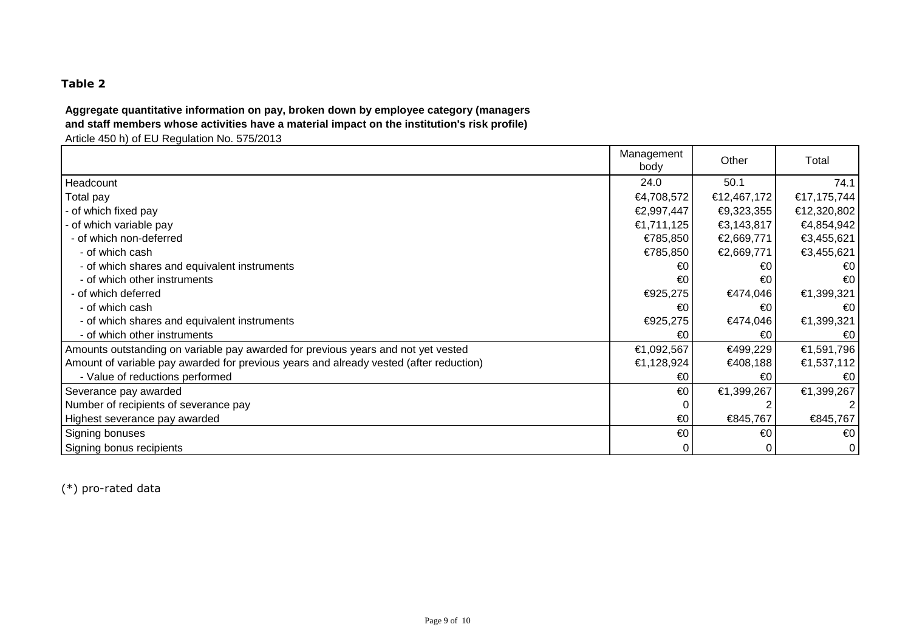**Table 2**

**Aggregate quantitative information on pay, broken down by employee category (managers and staff members whose activities have a material impact on the institution's risk profile)**

Article 450 h) of EU Regulation No. 575/2013

| | Management body | Other | Total |
|---|---|---|---|
| Headcount | 24.0 | 50.1 | 74.1 |
| Total pay | €4,708,572 | €12,467,172 | €17,175,744 |
| - of which fixed pay | €2,997,447 | €9,323,355 | €12,320,802 |
| - of which variable pay | €1,711,125 | €3,143,817 | €4,854,942 |
| - of which non-deferred | €785,850 | €2,669,771 | €3,455,621 |
| - of which cash | €785,850 | €2,669,771 | €3,455,621 |
| - of which shares and equivalent instruments | €0 | €0 | €0 |
| - of which other instruments | €0 | €0 | €0 |
| - of which deferred | €925,275 | €474,046 | €1,399,321 |
| - of which cash | €0 | €0 | €0 |
| - of which shares and equivalent instruments | €925,275 | €474,046 | €1,399,321 |
| - of which other instruments | €0 | €0 | €0 |
| Amounts outstanding on variable pay awarded for previous years and not yet vested | €1,092,567 | €499,229 | €1,591,796 |
| Amount of variable pay awarded for previous years and already vested (after reduction) | €1,128,924 | €408,188 | €1,537,112 |
| - Value of reductions performed | €0 | €0 | €0 |
| Severance pay awarded | €0 | €1,399,267 | €1,399,267 |
| Number of recipients of severance pay | 0 | 2 | 2 |
| Highest severance pay awarded | €0 | €845,767 | €845,767 |
| Signing bonuses | €0 | €0 | €0 |
| Signing bonus recipients | 0 | 0 | 0 |

(*) pro-rated data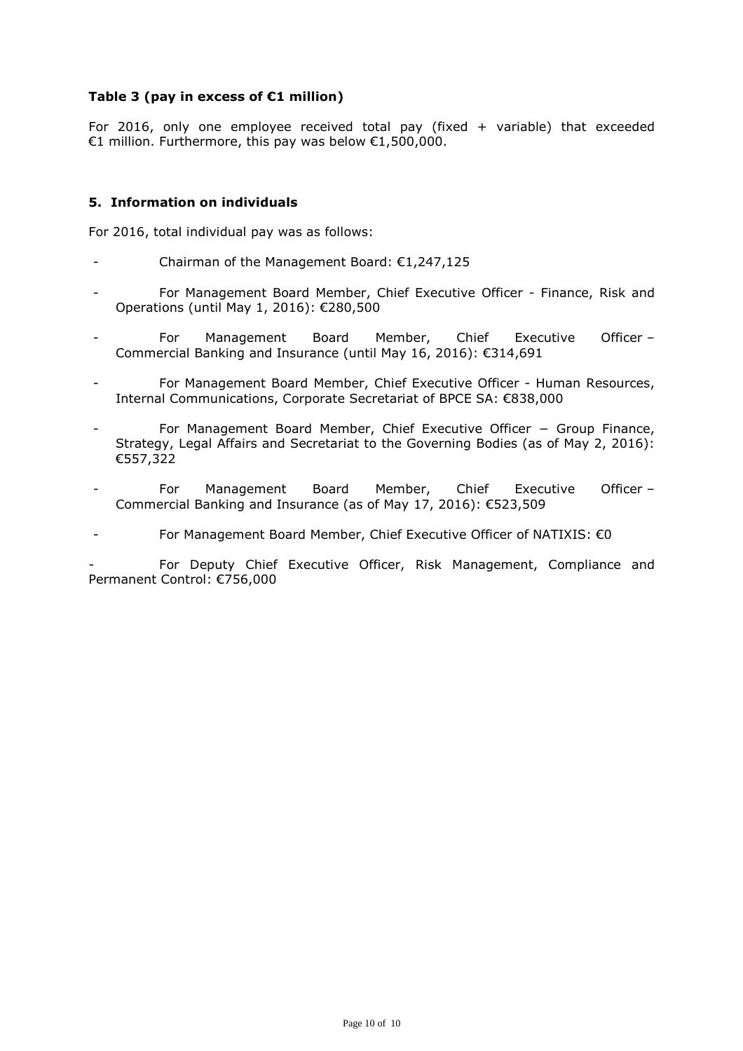### Table 3 (pay in excess of €1 million)

For 2016, only one employee received total pay (fixed + variable) that exceeded €1 million. Furthermore, this pay was below €1,500,000.

### 5. Information on individuals

For 2016, total individual pay was as follows:

- Chairman of the Management Board: €1,247,125
- For Management Board Member, Chief Executive Officer - Finance, Risk and Operations (until May 1, 2016): €280,500
- For Management Board Member, Chief Executive Officer – Commercial Banking and Insurance (until May 16, 2016): €314,691
- For Management Board Member, Chief Executive Officer - Human Resources, Internal Communications, Corporate Secretariat of BPCE SA: €838,000
- For Management Board Member, Chief Executive Officer – Group Finance, Strategy, Legal Affairs and Secretariat to the Governing Bodies (as of May 2, 2016): €557,322
- For Management Board Member, Chief Executive Officer – Commercial Banking and Insurance (as of May 17, 2016): €523,509
- For Management Board Member, Chief Executive Officer of NATIXIS: €0
- For Deputy Chief Executive Officer, Risk Management, Compliance and Permanent Control: €756,000